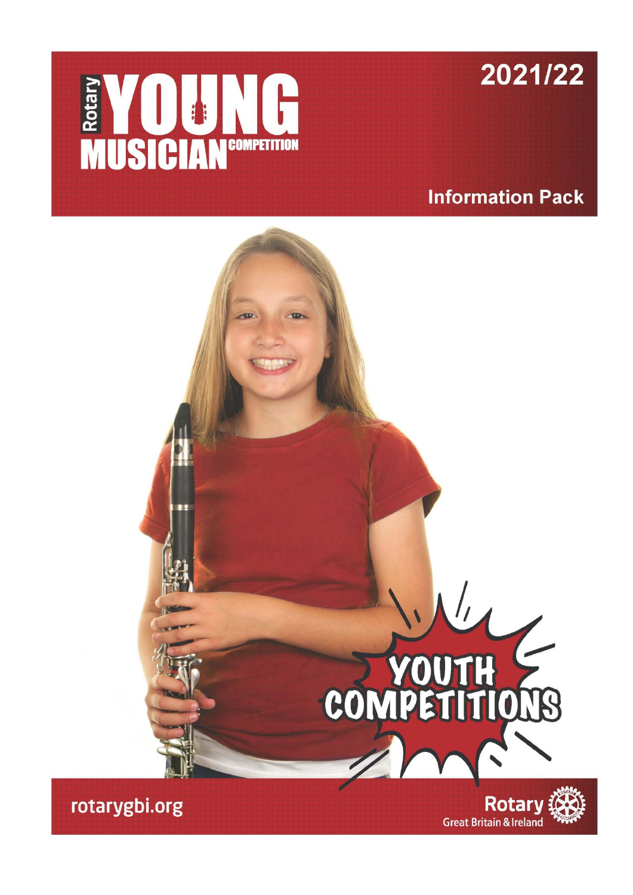# Rotary YOUNG MUSICIAN COMPETITION

2021/22

## Information Pack

YOUTH COMPETITIONS

rotarygbi.org

Rotary Great Britain & Ireland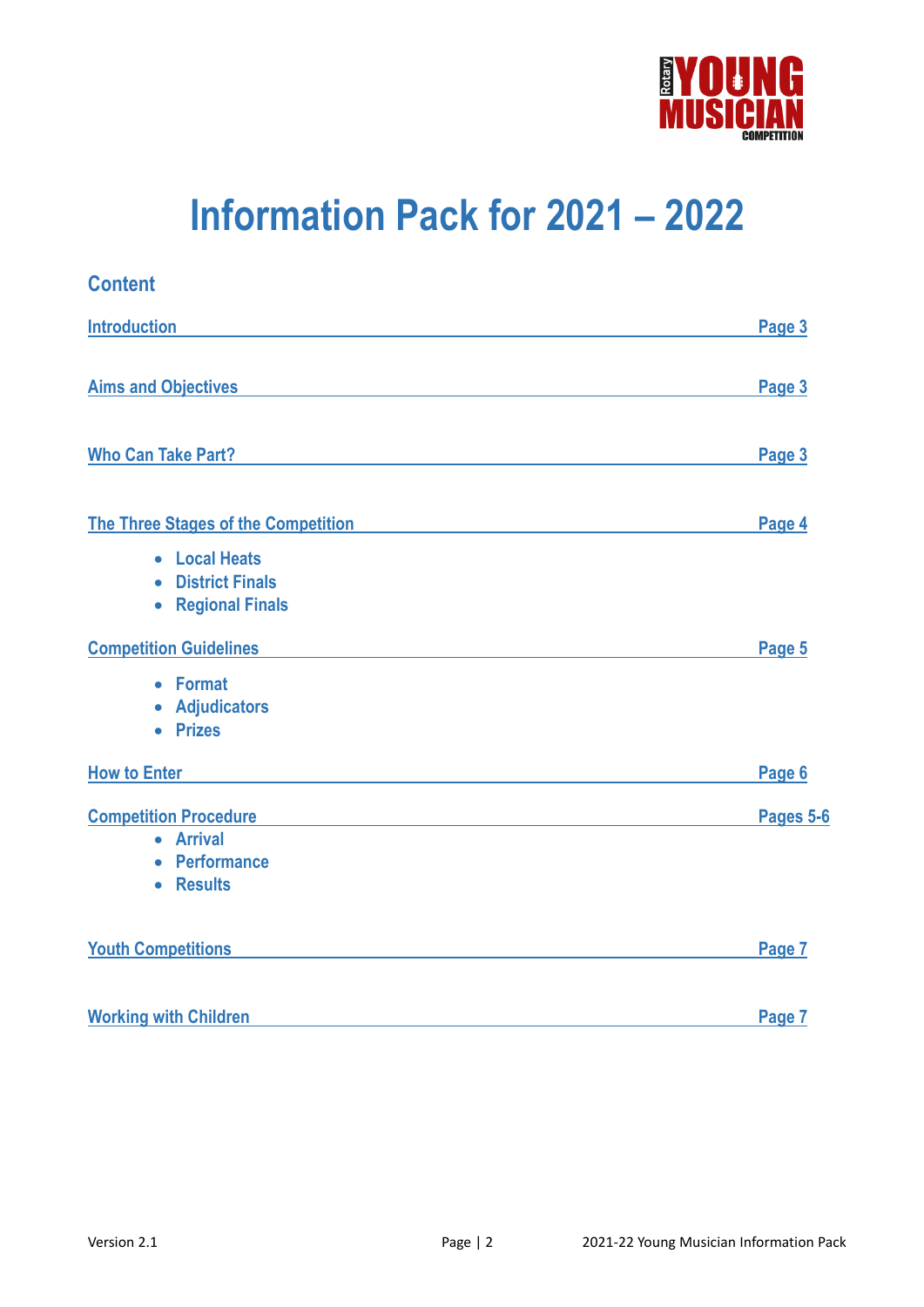# Information Pack for 2021 – 2022

## Content

| | |
|---|---|
| Introduction | Page 3 |
| Aims and Objectives | Page 3 |
| Who Can Take Part? | Page 3 |
| The Three Stages of the Competition | Page 4 |
| Competition Guidelines | Page 5 |
| How to Enter | Page 6 |
| Competition Procedure | Pages 5-6 |
| Youth Competitions | Page 7 |
| Working with Children | Page 7 |

**The Three Stages of the Competition**
- Local Heats
- District Finals
- Regional Finals

**Competition Guidelines**
- Format
- Adjudicators
- Prizes

**Competition Procedure**
- Arrival
- Performance
- Results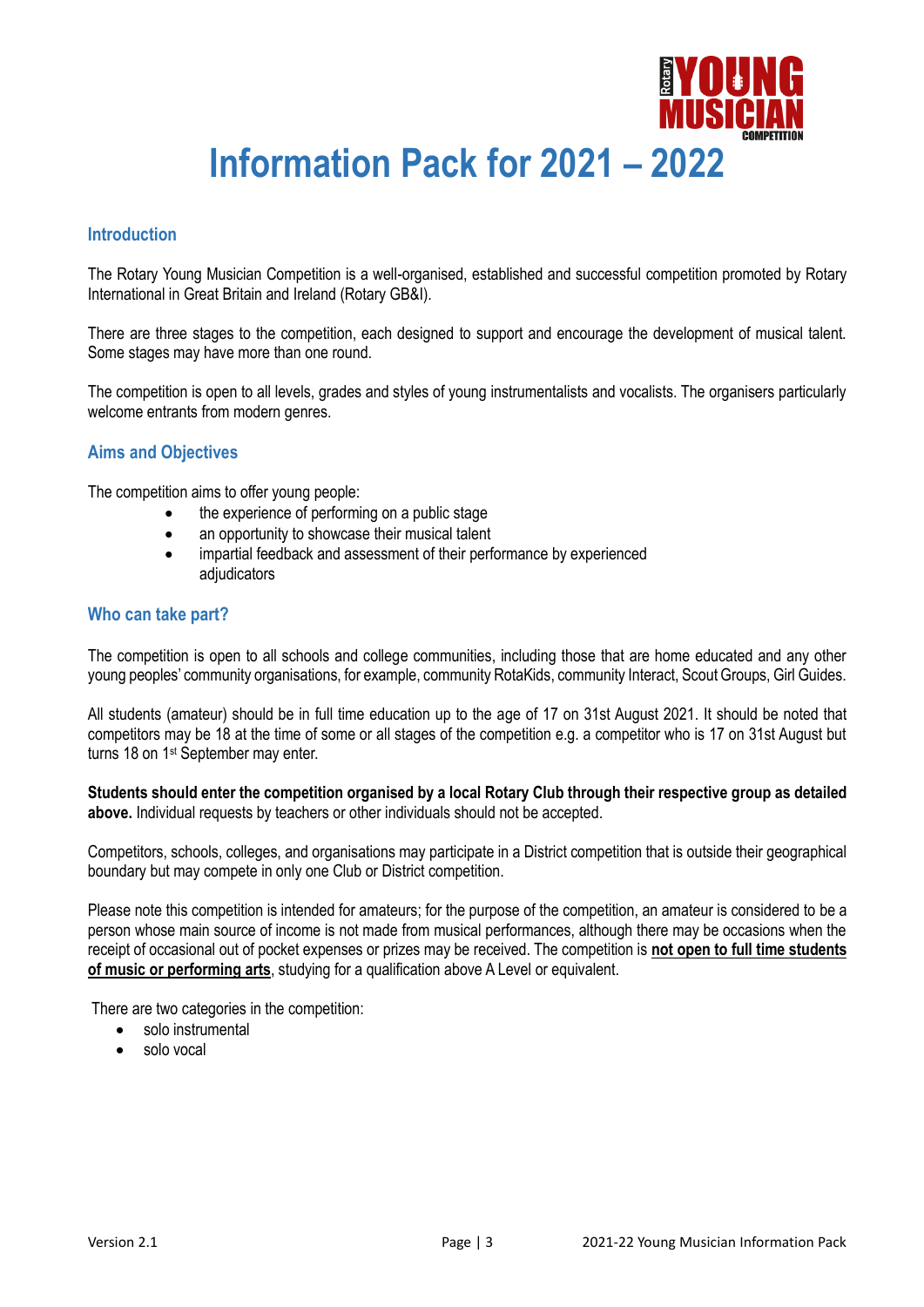# Information Pack for 2021 – 2022

## Introduction

The Rotary Young Musician Competition is a well-organised, established and successful competition promoted by Rotary International in Great Britain and Ireland (Rotary GB&I).

There are three stages to the competition, each designed to support and encourage the development of musical talent. Some stages may have more than one round.

The competition is open to all levels, grades and styles of young instrumentalists and vocalists. The organisers particularly welcome entrants from modern genres.

## Aims and Objectives

The competition aims to offer young people:

- the experience of performing on a public stage
- an opportunity to showcase their musical talent
- impartial feedback and assessment of their performance by experienced adjudicators

## Who can take part?

The competition is open to all schools and college communities, including those that are home educated and any other young peoples' community organisations, for example, community RotaKids, community Interact, Scout Groups, Girl Guides.

All students (amateur) should be in full time education up to the age of 17 on 31st August 2021. It should be noted that competitors may be 18 at the time of some or all stages of the competition e.g. a competitor who is 17 on 31st August but turns 18 on 1st September may enter.

**Students should enter the competition organised by a local Rotary Club through their respective group as detailed above.** Individual requests by teachers or other individuals should not be accepted.

Competitors, schools, colleges, and organisations may participate in a District competition that is outside their geographical boundary but may compete in only one Club or District competition.

Please note this competition is intended for amateurs; for the purpose of the competition, an amateur is considered to be a person whose main source of income is not made from musical performances, although there may be occasions when the receipt of occasional out of pocket expenses or prizes may be received. The competition is **not open to full time students of music or performing arts**, studying for a qualification above A Level or equivalent.

There are two categories in the competition:

- solo instrumental
- solo vocal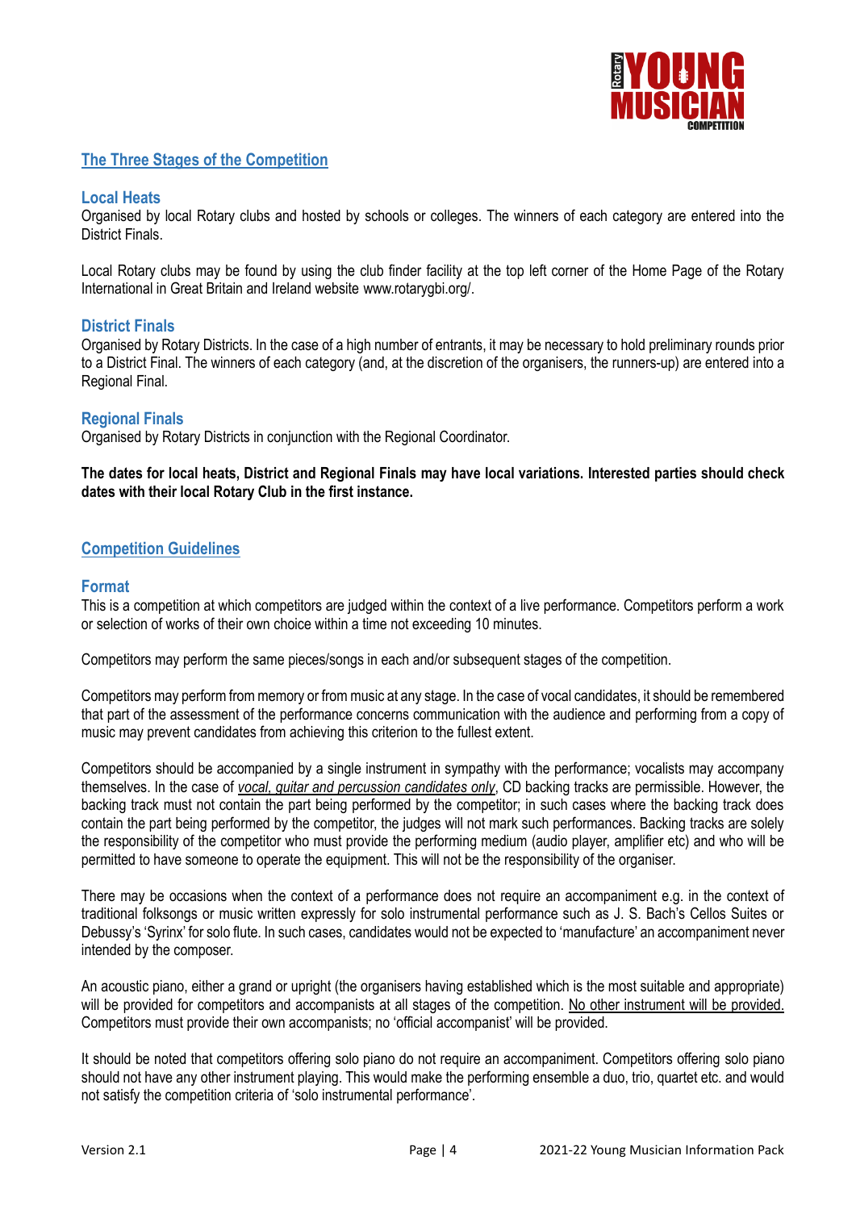## The Three Stages of the Competition

### Local Heats

Organised by local Rotary clubs and hosted by schools or colleges. The winners of each category are entered into the District Finals.

Local Rotary clubs may be found by using the club finder facility at the top left corner of the Home Page of the Rotary International in Great Britain and Ireland website www.rotarygbi.org/.

### District Finals

Organised by Rotary Districts. In the case of a high number of entrants, it may be necessary to hold preliminary rounds prior to a District Final. The winners of each category (and, at the discretion of the organisers, the runners-up) are entered into a Regional Final.

### Regional Finals

Organised by Rotary Districts in conjunction with the Regional Coordinator.

**The dates for local heats, District and Regional Finals may have local variations. Interested parties should check dates with their local Rotary Club in the first instance.**

## Competition Guidelines

### Format

This is a competition at which competitors are judged within the context of a live performance. Competitors perform a work or selection of works of their own choice within a time not exceeding 10 minutes.

Competitors may perform the same pieces/songs in each and/or subsequent stages of the competition.

Competitors may perform from memory or from music at any stage. In the case of vocal candidates, it should be remembered that part of the assessment of the performance concerns communication with the audience and performing from a copy of music may prevent candidates from achieving this criterion to the fullest extent.

Competitors should be accompanied by a single instrument in sympathy with the performance; vocalists may accompany themselves. In the case of *vocal, guitar and percussion candidates only*, CD backing tracks are permissible. However, the backing track must not contain the part being performed by the competitor; in such cases where the backing track does contain the part being performed by the competitor, the judges will not mark such performances. Backing tracks are solely the responsibility of the competitor who must provide the performing medium (audio player, amplifier etc) and who will be permitted to have someone to operate the equipment. This will not be the responsibility of the organiser.

There may be occasions when the context of a performance does not require an accompaniment e.g. in the context of traditional folksongs or music written expressly for solo instrumental performance such as J. S. Bach's Cellos Suites or Debussy's 'Syrinx' for solo flute. In such cases, candidates would not be expected to 'manufacture' an accompaniment never intended by the composer.

An acoustic piano, either a grand or upright (the organisers having established which is the most suitable and appropriate) will be provided for competitors and accompanists at all stages of the competition. No other instrument will be provided. Competitors must provide their own accompanists; no 'official accompanist' will be provided.

It should be noted that competitors offering solo piano do not require an accompaniment. Competitors offering solo piano should not have any other instrument playing. This would make the performing ensemble a duo, trio, quartet etc. and would not satisfy the competition criteria of 'solo instrumental performance'.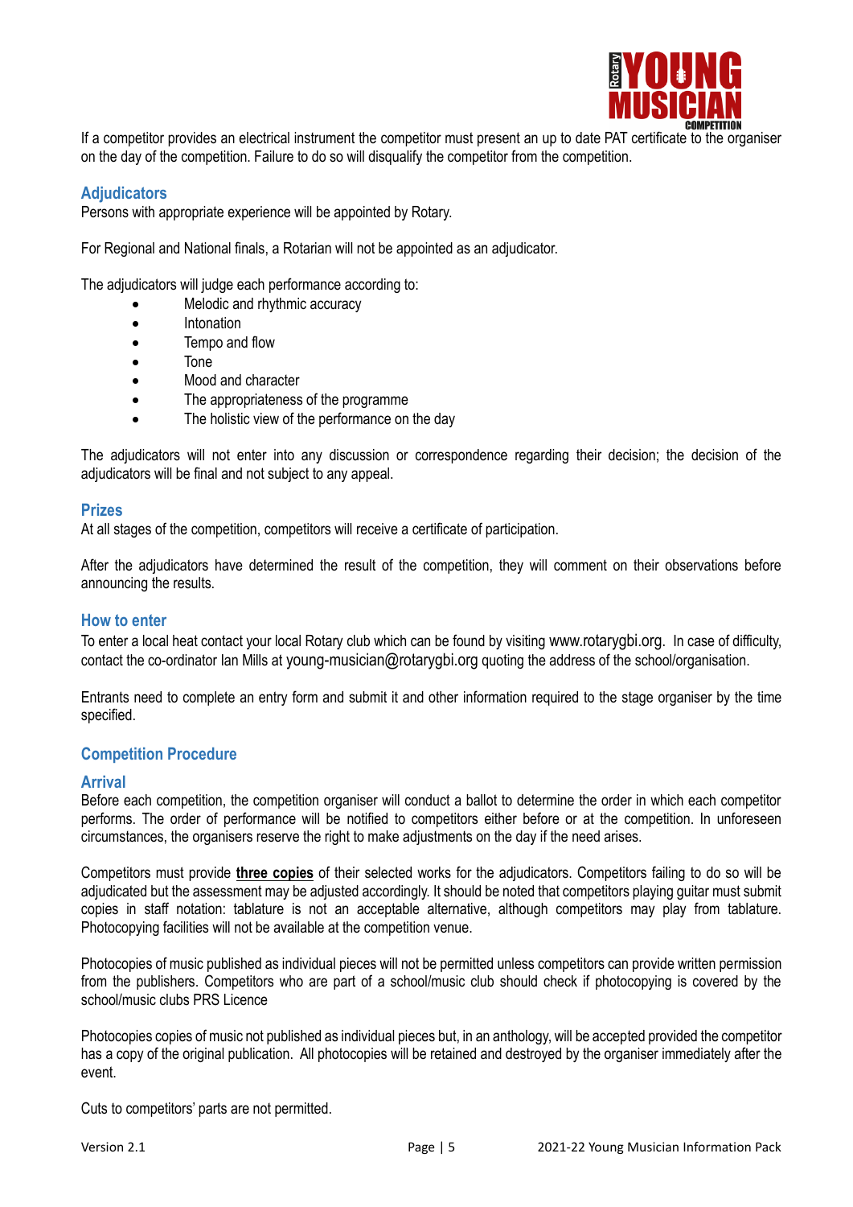If a competitor provides an electrical instrument the competitor must present an up to date PAT certificate to the organiser on the day of the competition. Failure to do so will disqualify the competitor from the competition.

## Adjudicators

Persons with appropriate experience will be appointed by Rotary.

For Regional and National finals, a Rotarian will not be appointed as an adjudicator.

The adjudicators will judge each performance according to:

- Melodic and rhythmic accuracy
- Intonation
- Tempo and flow
- Tone
- Mood and character
- The appropriateness of the programme
- The holistic view of the performance on the day

The adjudicators will not enter into any discussion or correspondence regarding their decision; the decision of the adjudicators will be final and not subject to any appeal.

## Prizes

At all stages of the competition, competitors will receive a certificate of participation.

After the adjudicators have determined the result of the competition, they will comment on their observations before announcing the results.

## How to enter

To enter a local heat contact your local Rotary club which can be found by visiting www.rotarygbi.org. In case of difficulty, contact the co-ordinator Ian Mills at young-musician@rotarygbi.org quoting the address of the school/organisation.

Entrants need to complete an entry form and submit it and other information required to the stage organiser by the time specified.

## Competition Procedure

### Arrival

Before each competition, the competition organiser will conduct a ballot to determine the order in which each competitor performs. The order of performance will be notified to competitors either before or at the competition. In unforeseen circumstances, the organisers reserve the right to make adjustments on the day if the need arises.

Competitors must provide **<u>three copies</u>** of their selected works for the adjudicators. Competitors failing to do so will be adjudicated but the assessment may be adjusted accordingly. It should be noted that competitors playing guitar must submit copies in staff notation: tablature is not an acceptable alternative, although competitors may play from tablature. Photocopying facilities will not be available at the competition venue.

Photocopies of music published as individual pieces will not be permitted unless competitors can provide written permission from the publishers. Competitors who are part of a school/music club should check if photocopying is covered by the school/music clubs PRS Licence

Photocopies copies of music not published as individual pieces but, in an anthology, will be accepted provided the competitor has a copy of the original publication. All photocopies will be retained and destroyed by the organiser immediately after the event.

Cuts to competitors' parts are not permitted.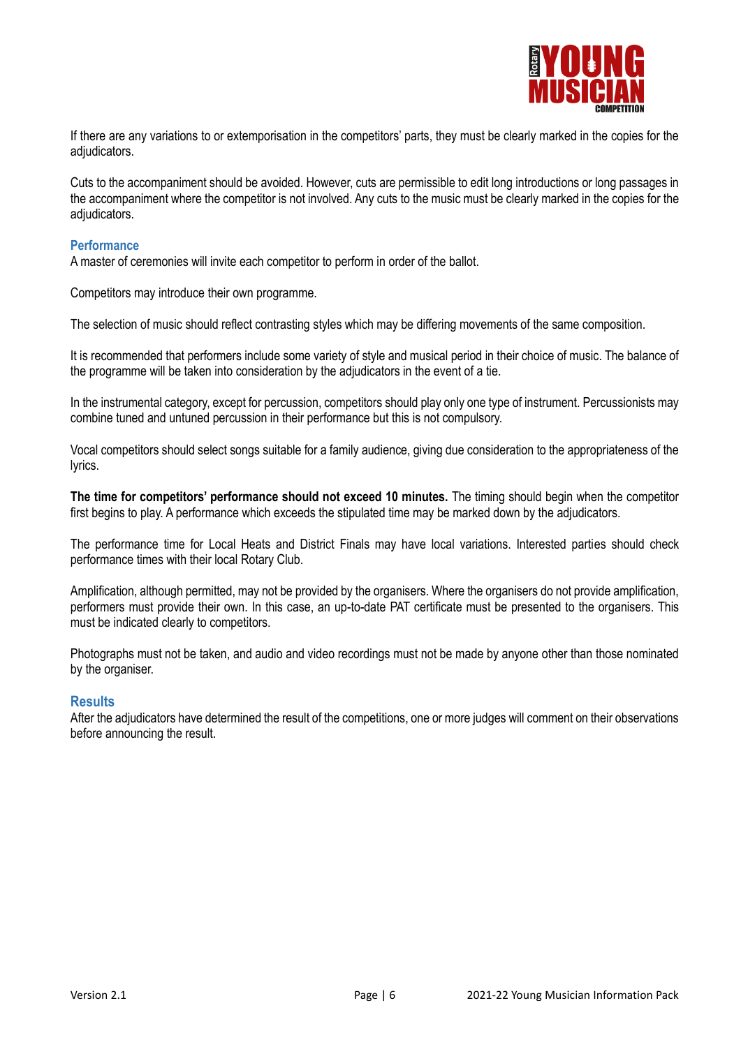If there are any variations to or extemporisation in the competitors' parts, they must be clearly marked in the copies for the adjudicators.

Cuts to the accompaniment should be avoided. However, cuts are permissible to edit long introductions or long passages in the accompaniment where the competitor is not involved. Any cuts to the music must be clearly marked in the copies for the adjudicators.

### Performance

A master of ceremonies will invite each competitor to perform in order of the ballot.

Competitors may introduce their own programme.

The selection of music should reflect contrasting styles which may be differing movements of the same composition.

It is recommended that performers include some variety of style and musical period in their choice of music. The balance of the programme will be taken into consideration by the adjudicators in the event of a tie.

In the instrumental category, except for percussion, competitors should play only one type of instrument. Percussionists may combine tuned and untuned percussion in their performance but this is not compulsory.

Vocal competitors should select songs suitable for a family audience, giving due consideration to the appropriateness of the lyrics.

**The time for competitors' performance should not exceed 10 minutes.** The timing should begin when the competitor first begins to play. A performance which exceeds the stipulated time may be marked down by the adjudicators.

The performance time for Local Heats and District Finals may have local variations. Interested parties should check performance times with their local Rotary Club.

Amplification, although permitted, may not be provided by the organisers. Where the organisers do not provide amplification, performers must provide their own. In this case, an up-to-date PAT certificate must be presented to the organisers. This must be indicated clearly to competitors.

Photographs must not be taken, and audio and video recordings must not be made by anyone other than those nominated by the organiser.

### Results

After the adjudicators have determined the result of the competitions, one or more judges will comment on their observations before announcing the result.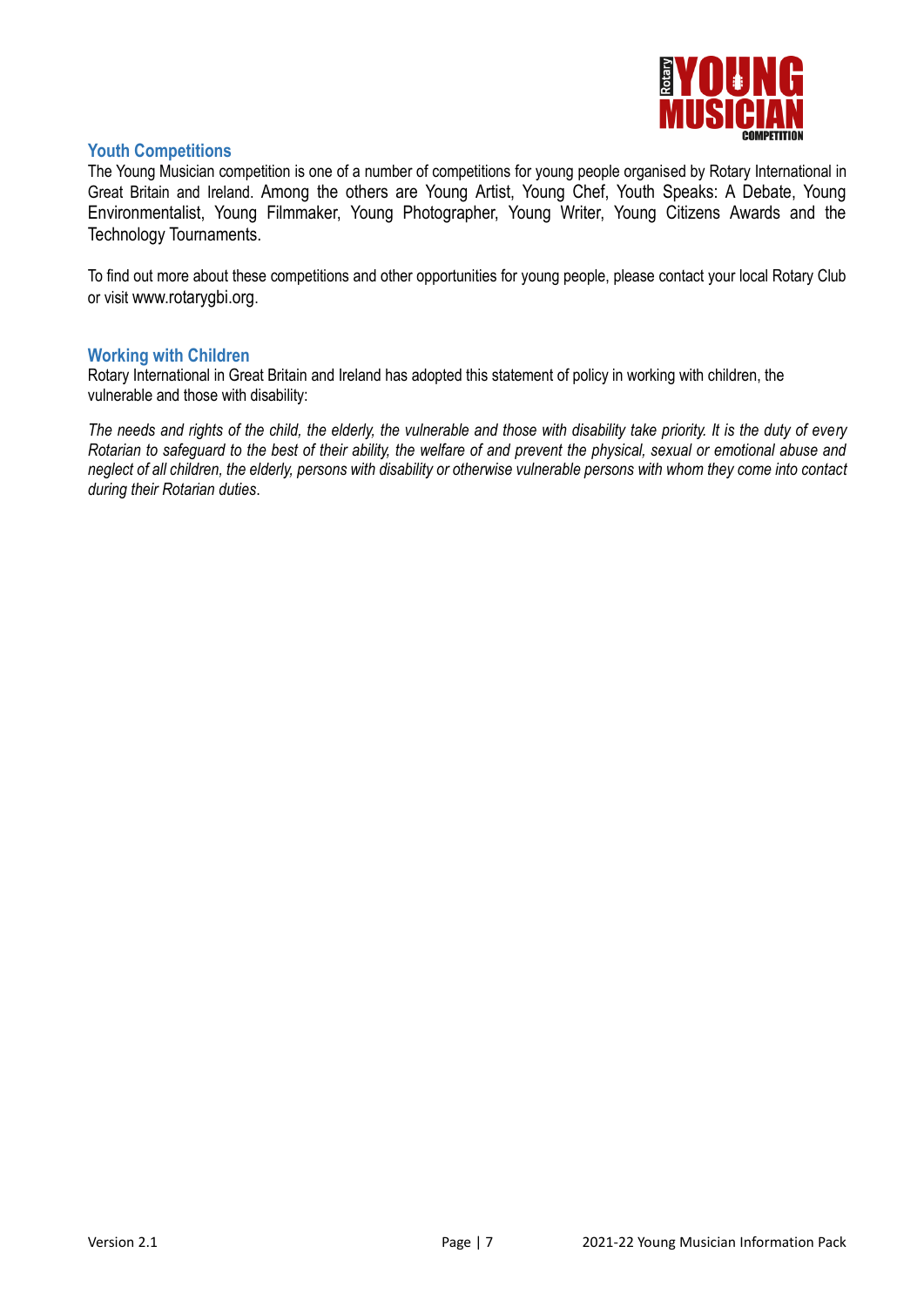## Youth Competitions

The Young Musician competition is one of a number of competitions for young people organised by Rotary International in Great Britain and Ireland. Among the others are Young Artist, Young Chef, Youth Speaks: A Debate, Young Environmentalist, Young Filmmaker, Young Photographer, Young Writer, Young Citizens Awards and the Technology Tournaments.

To find out more about these competitions and other opportunities for young people, please contact your local Rotary Club or visit www.rotarygbi.org.

## Working with Children

Rotary International in Great Britain and Ireland has adopted this statement of policy in working with children, the vulnerable and those with disability:

*The needs and rights of the child, the elderly, the vulnerable and those with disability take priority. It is the duty of every Rotarian to safeguard to the best of their ability, the welfare of and prevent the physical, sexual or emotional abuse and neglect of all children, the elderly, persons with disability or otherwise vulnerable persons with whom they come into contact during their Rotarian duties*.